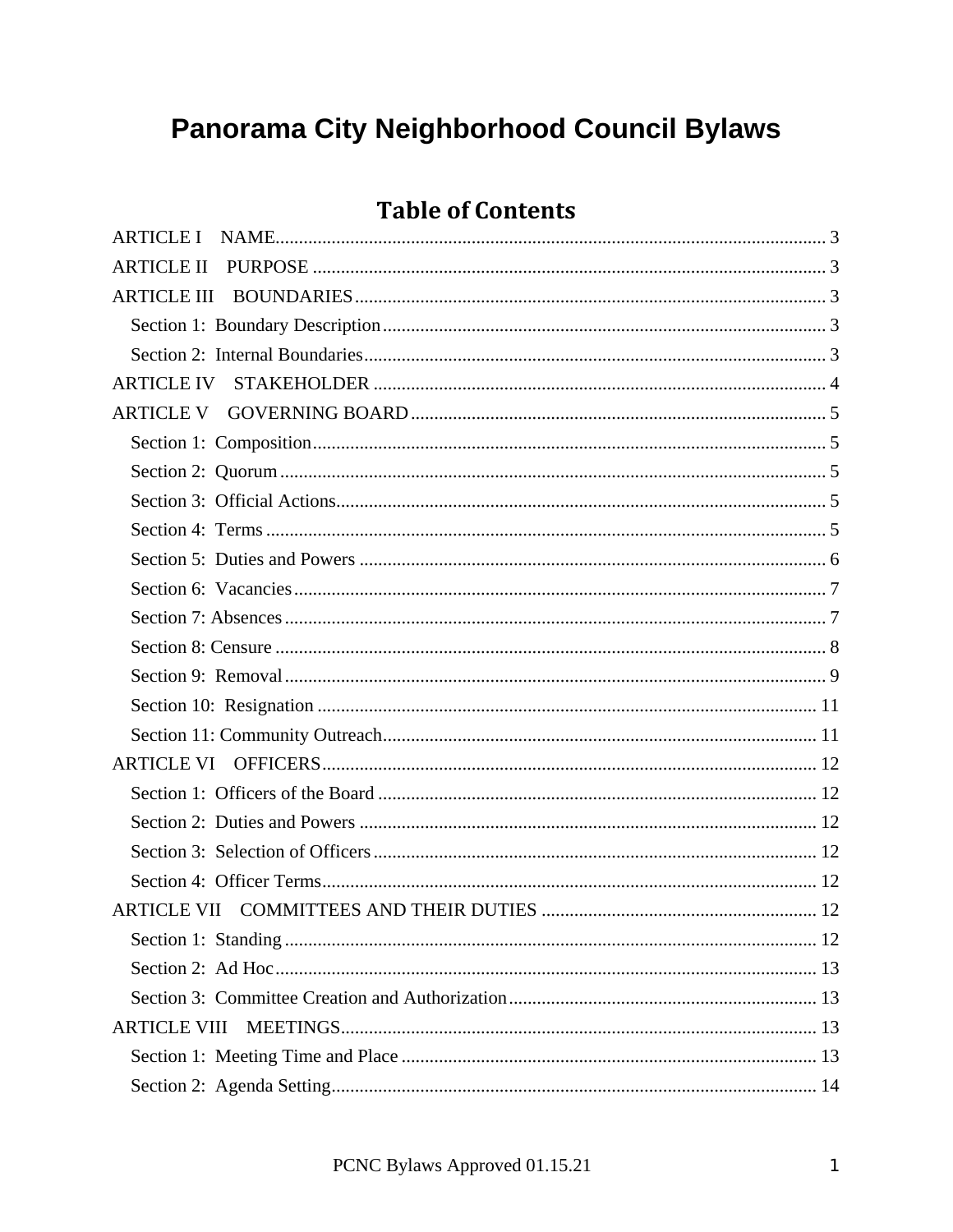# Panorama City Neighborhood Council Bylaws

## Table of Contents

ARTICLE I NAME ..... 3
ARTICLE II PURPOSE ..... 3
ARTICLE III BOUNDARIES ..... 3
- Section 1: Boundary Description ..... 3
- Section 2: Internal Boundaries ..... 3

ARTICLE IV STAKEHOLDER ..... 4
ARTICLE V GOVERNING BOARD ..... 5
- Section 1: Composition ..... 5
- Section 2: Quorum ..... 5
- Section 3: Official Actions ..... 5
- Section 4: Terms ..... 5
- Section 5: Duties and Powers ..... 6
- Section 6: Vacancies ..... 7
- Section 7: Absences ..... 7
- Section 8: Censure ..... 8
- Section 9: Removal ..... 9
- Section 10: Resignation ..... 11
- Section 11: Community Outreach ..... 11

ARTICLE VI OFFICERS ..... 12
- Section 1: Officers of the Board ..... 12
- Section 2: Duties and Powers ..... 12
- Section 3: Selection of Officers ..... 12
- Section 4: Officer Terms ..... 12

ARTICLE VII COMMITTEES AND THEIR DUTIES ..... 12
- Section 1: Standing ..... 12
- Section 2: Ad Hoc ..... 13
- Section 3: Committee Creation and Authorization ..... 13

ARTICLE VIII MEETINGS ..... 13
- Section 1: Meeting Time and Place ..... 13
- Section 2: Agenda Setting ..... 14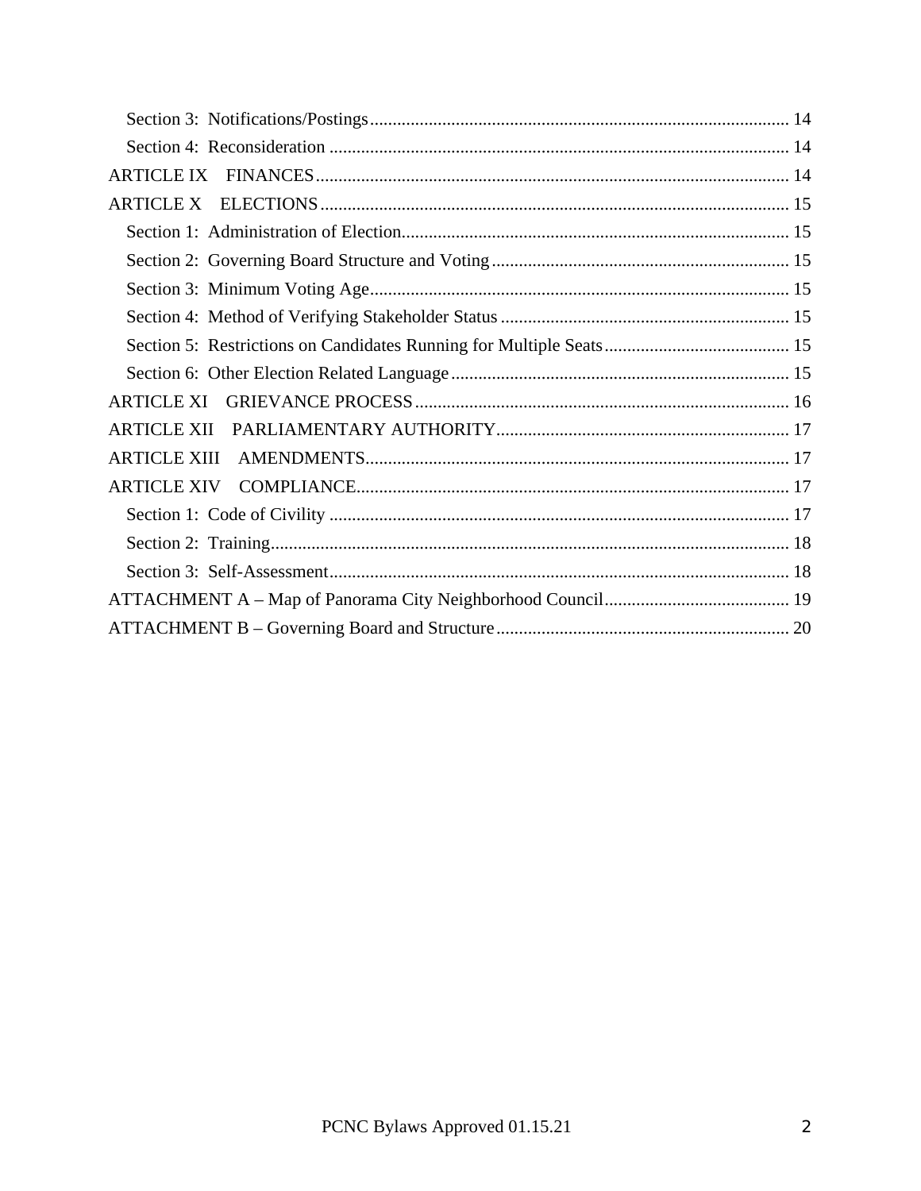Section 3: Notifications/Postings ..... 14
Section 4: Reconsideration ..... 14
ARTICLE IX FINANCES ..... 14
ARTICLE X ELECTIONS ..... 15
Section 1: Administration of Election ..... 15
Section 2: Governing Board Structure and Voting ..... 15
Section 3: Minimum Voting Age ..... 15
Section 4: Method of Verifying Stakeholder Status ..... 15
Section 5: Restrictions on Candidates Running for Multiple Seats ..... 15
Section 6: Other Election Related Language ..... 15
ARTICLE XI GRIEVANCE PROCESS ..... 16
ARTICLE XII PARLIAMENTARY AUTHORITY ..... 17
ARTICLE XIII AMENDMENTS ..... 17
ARTICLE XIV COMPLIANCE ..... 17
Section 1: Code of Civility ..... 17
Section 2: Training ..... 18
Section 3: Self-Assessment ..... 18
ATTACHMENT A – Map of Panorama City Neighborhood Council ..... 19
ATTACHMENT B – Governing Board and Structure ..... 20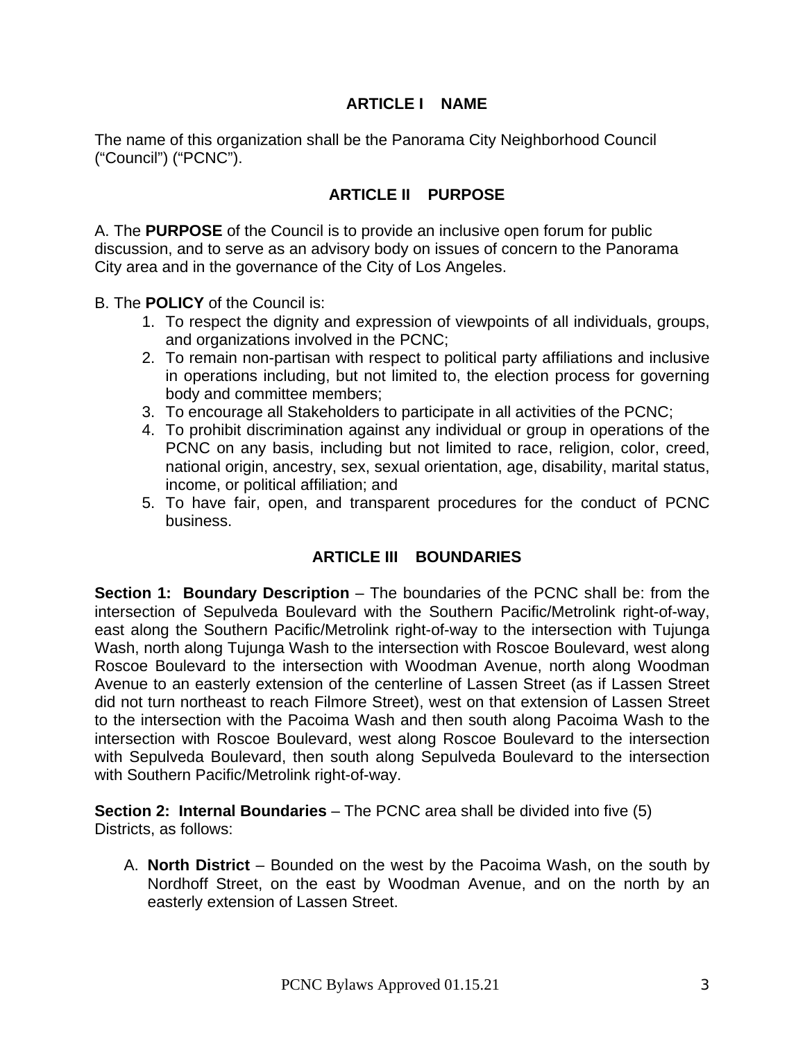## ARTICLE I NAME

The name of this organization shall be the Panorama City Neighborhood Council ("Council") ("PCNC").

## ARTICLE II PURPOSE

A. The **PURPOSE** of the Council is to provide an inclusive open forum for public discussion, and to serve as an advisory body on issues of concern to the Panorama City area and in the governance of the City of Los Angeles.

B. The **POLICY** of the Council is:

1. To respect the dignity and expression of viewpoints of all individuals, groups, and organizations involved in the PCNC;
2. To remain non-partisan with respect to political party affiliations and inclusive in operations including, but not limited to, the election process for governing body and committee members;
3. To encourage all Stakeholders to participate in all activities of the PCNC;
4. To prohibit discrimination against any individual or group in operations of the PCNC on any basis, including but not limited to race, religion, color, creed, national origin, ancestry, sex, sexual orientation, age, disability, marital status, income, or political affiliation; and
5. To have fair, open, and transparent procedures for the conduct of PCNC business.

## ARTICLE III BOUNDARIES

**Section 1: Boundary Description** – The boundaries of the PCNC shall be: from the intersection of Sepulveda Boulevard with the Southern Pacific/Metrolink right-of-way, east along the Southern Pacific/Metrolink right-of-way to the intersection with Tujunga Wash, north along Tujunga Wash to the intersection with Roscoe Boulevard, west along Roscoe Boulevard to the intersection with Woodman Avenue, north along Woodman Avenue to an easterly extension of the centerline of Lassen Street (as if Lassen Street did not turn northeast to reach Filmore Street), west on that extension of Lassen Street to the intersection with the Pacoima Wash and then south along Pacoima Wash to the intersection with Roscoe Boulevard, west along Roscoe Boulevard to the intersection with Sepulveda Boulevard, then south along Sepulveda Boulevard to the intersection with Southern Pacific/Metrolink right-of-way.

**Section 2: Internal Boundaries** – The PCNC area shall be divided into five (5) Districts, as follows:

A. **North District** – Bounded on the west by the Pacoima Wash, on the south by Nordhoff Street, on the east by Woodman Avenue, and on the north by an easterly extension of Lassen Street.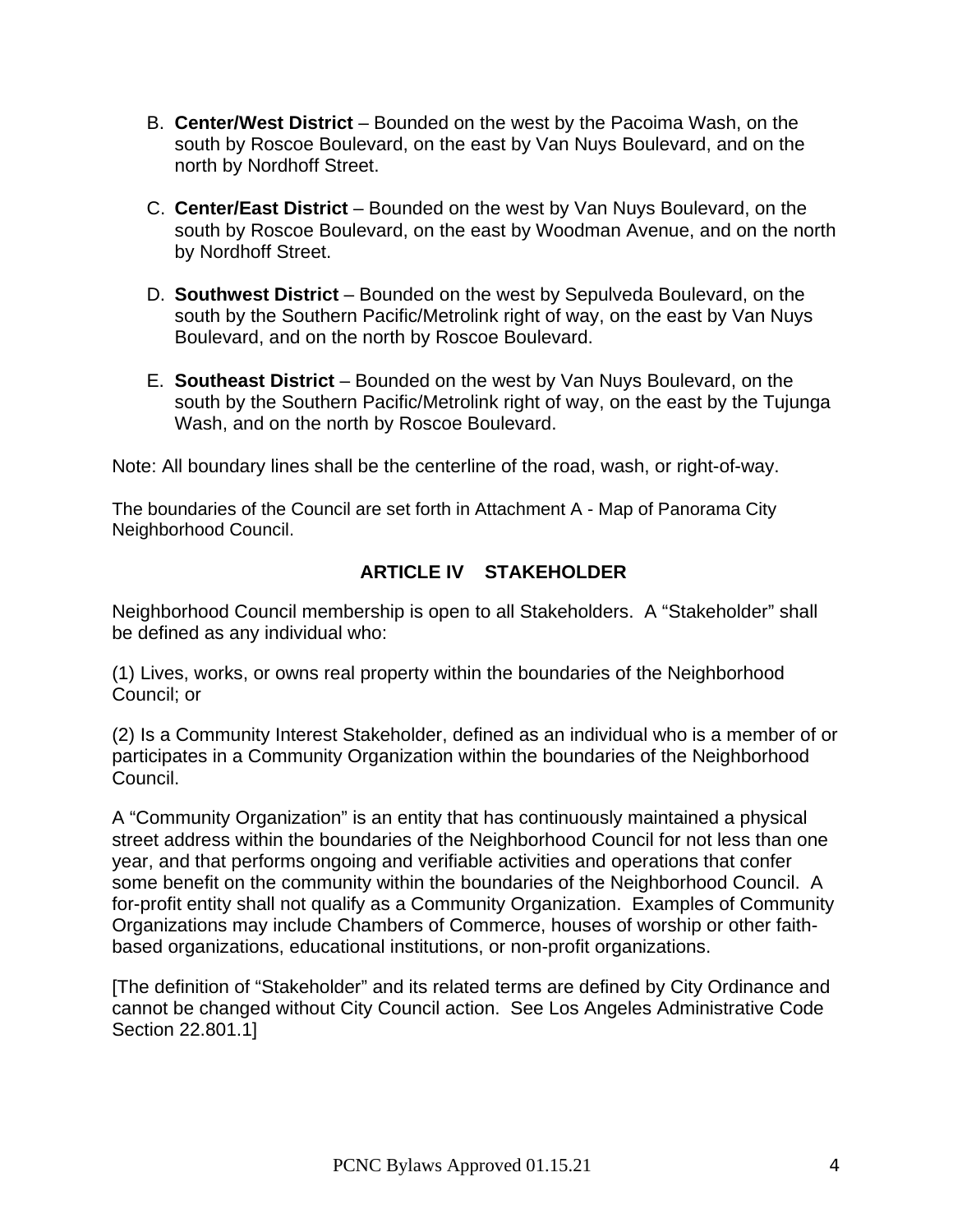B. **Center/West District** – Bounded on the west by the Pacoima Wash, on the south by Roscoe Boulevard, on the east by Van Nuys Boulevard, and on the north by Nordhoff Street.

C. **Center/East District** – Bounded on the west by Van Nuys Boulevard, on the south by Roscoe Boulevard, on the east by Woodman Avenue, and on the north by Nordhoff Street.

D. **Southwest District** – Bounded on the west by Sepulveda Boulevard, on the south by the Southern Pacific/Metrolink right of way, on the east by Van Nuys Boulevard, and on the north by Roscoe Boulevard.

E. **Southeast District** – Bounded on the west by Van Nuys Boulevard, on the south by the Southern Pacific/Metrolink right of way, on the east by the Tujunga Wash, and on the north by Roscoe Boulevard.

Note: All boundary lines shall be the centerline of the road, wash, or right-of-way.

The boundaries of the Council are set forth in Attachment A - Map of Panorama City Neighborhood Council.

## ARTICLE IV STAKEHOLDER

Neighborhood Council membership is open to all Stakeholders. A "Stakeholder" shall be defined as any individual who:

(1) Lives, works, or owns real property within the boundaries of the Neighborhood Council; or

(2) Is a Community Interest Stakeholder, defined as an individual who is a member of or participates in a Community Organization within the boundaries of the Neighborhood Council.

A "Community Organization" is an entity that has continuously maintained a physical street address within the boundaries of the Neighborhood Council for not less than one year, and that performs ongoing and verifiable activities and operations that confer some benefit on the community within the boundaries of the Neighborhood Council. A for-profit entity shall not qualify as a Community Organization. Examples of Community Organizations may include Chambers of Commerce, houses of worship or other faith-based organizations, educational institutions, or non-profit organizations.

[The definition of "Stakeholder" and its related terms are defined by City Ordinance and cannot be changed without City Council action. See Los Angeles Administrative Code Section 22.801.1]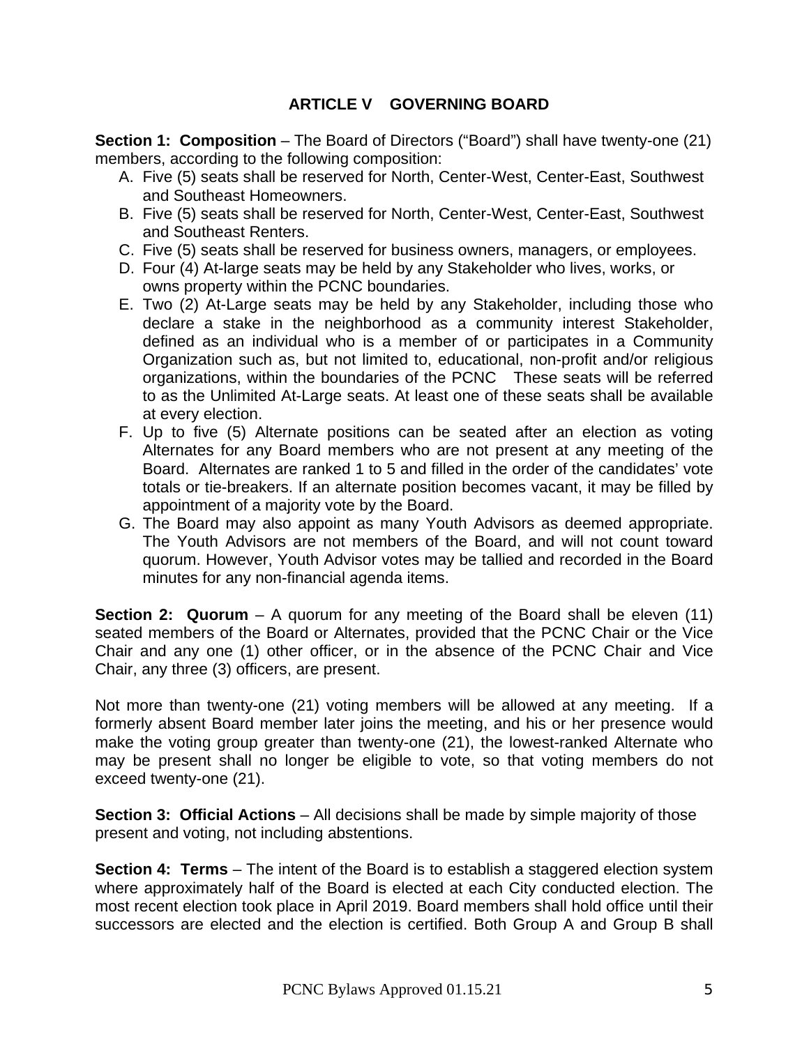## ARTICLE V GOVERNING BOARD

**Section 1: Composition** – The Board of Directors ("Board") shall have twenty-one (21) members, according to the following composition:

A. Five (5) seats shall be reserved for North, Center-West, Center-East, Southwest and Southeast Homeowners.
B. Five (5) seats shall be reserved for North, Center-West, Center-East, Southwest and Southeast Renters.
C. Five (5) seats shall be reserved for business owners, managers, or employees.
D. Four (4) At-large seats may be held by any Stakeholder who lives, works, or owns property within the PCNC boundaries.
E. Two (2) At-Large seats may be held by any Stakeholder, including those who declare a stake in the neighborhood as a community interest Stakeholder, defined as an individual who is a member of or participates in a Community Organization such as, but not limited to, educational, non-profit and/or religious organizations, within the boundaries of the PCNC These seats will be referred to as the Unlimited At-Large seats. At least one of these seats shall be available at every election.
F. Up to five (5) Alternate positions can be seated after an election as voting Alternates for any Board members who are not present at any meeting of the Board. Alternates are ranked 1 to 5 and filled in the order of the candidates' vote totals or tie-breakers. If an alternate position becomes vacant, it may be filled by appointment of a majority vote by the Board.
G. The Board may also appoint as many Youth Advisors as deemed appropriate. The Youth Advisors are not members of the Board, and will not count toward quorum. However, Youth Advisor votes may be tallied and recorded in the Board minutes for any non-financial agenda items.

**Section 2: Quorum** – A quorum for any meeting of the Board shall be eleven (11) seated members of the Board or Alternates, provided that the PCNC Chair or the Vice Chair and any one (1) other officer, or in the absence of the PCNC Chair and Vice Chair, any three (3) officers, are present.

Not more than twenty-one (21) voting members will be allowed at any meeting. If a formerly absent Board member later joins the meeting, and his or her presence would make the voting group greater than twenty-one (21), the lowest-ranked Alternate who may be present shall no longer be eligible to vote, so that voting members do not exceed twenty-one (21).

**Section 3: Official Actions** – All decisions shall be made by simple majority of those present and voting, not including abstentions.

**Section 4: Terms** – The intent of the Board is to establish a staggered election system where approximately half of the Board is elected at each City conducted election. The most recent election took place in April 2019. Board members shall hold office until their successors are elected and the election is certified. Both Group A and Group B shall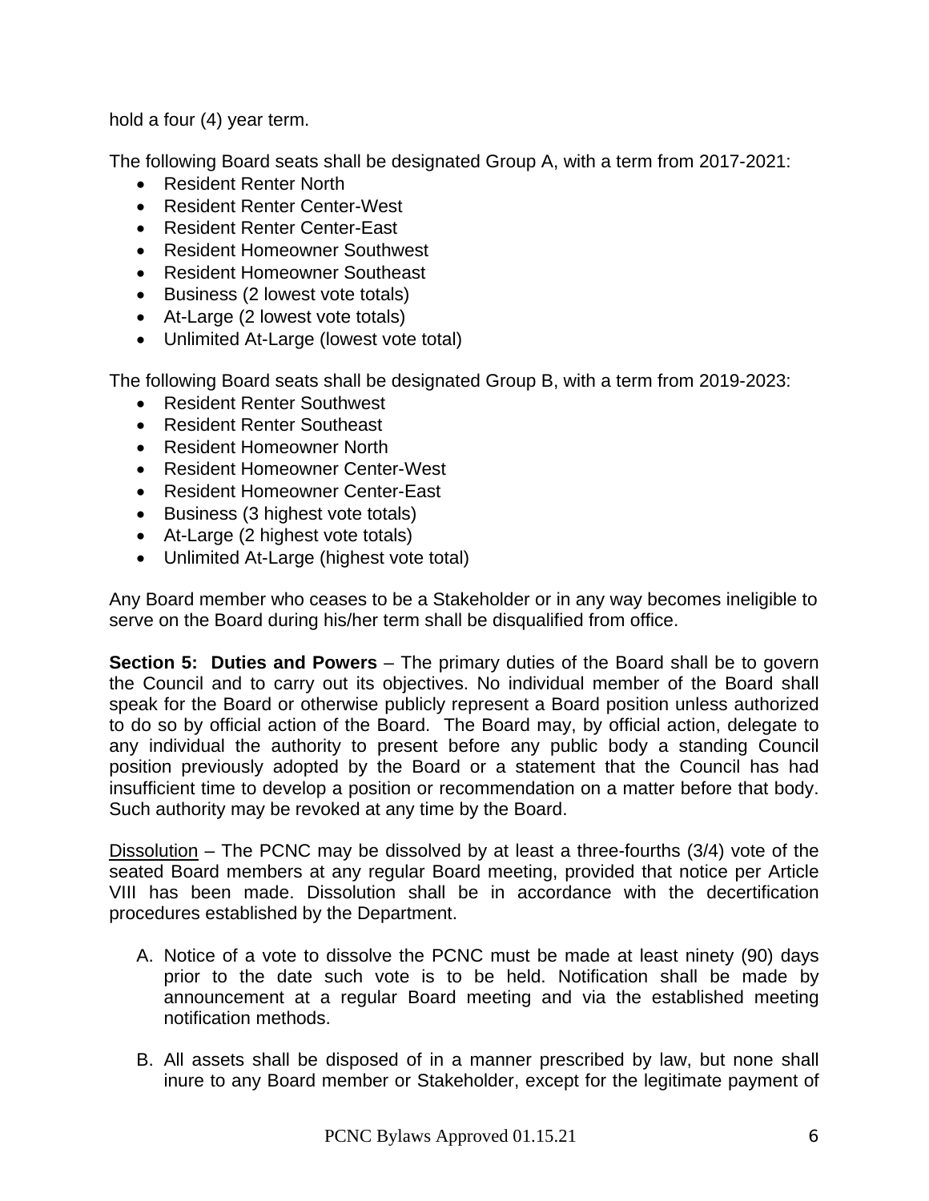hold a four (4) year term.

The following Board seats shall be designated Group A, with a term from 2017-2021:

- Resident Renter North
- Resident Renter Center-West
- Resident Renter Center-East
- Resident Homeowner Southwest
- Resident Homeowner Southeast
- Business (2 lowest vote totals)
- At-Large (2 lowest vote totals)
- Unlimited At-Large (lowest vote total)

The following Board seats shall be designated Group B, with a term from 2019-2023:

- Resident Renter Southwest
- Resident Renter Southeast
- Resident Homeowner North
- Resident Homeowner Center-West
- Resident Homeowner Center-East
- Business (3 highest vote totals)
- At-Large (2 highest vote totals)
- Unlimited At-Large (highest vote total)

Any Board member who ceases to be a Stakeholder or in any way becomes ineligible to serve on the Board during his/her term shall be disqualified from office.

**Section 5: Duties and Powers** – The primary duties of the Board shall be to govern the Council and to carry out its objectives. No individual member of the Board shall speak for the Board or otherwise publicly represent a Board position unless authorized to do so by official action of the Board. The Board may, by official action, delegate to any individual the authority to present before any public body a standing Council position previously adopted by the Board or a statement that the Council has had insufficient time to develop a position or recommendation on a matter before that body. Such authority may be revoked at any time by the Board.

<u>Dissolution</u> – The PCNC may be dissolved by at least a three-fourths (3/4) vote of the seated Board members at any regular Board meeting, provided that notice per Article VIII has been made. Dissolution shall be in accordance with the decertification procedures established by the Department.

A. Notice of a vote to dissolve the PCNC must be made at least ninety (90) days prior to the date such vote is to be held. Notification shall be made by announcement at a regular Board meeting and via the established meeting notification methods.

B. All assets shall be disposed of in a manner prescribed by law, but none shall inure to any Board member or Stakeholder, except for the legitimate payment of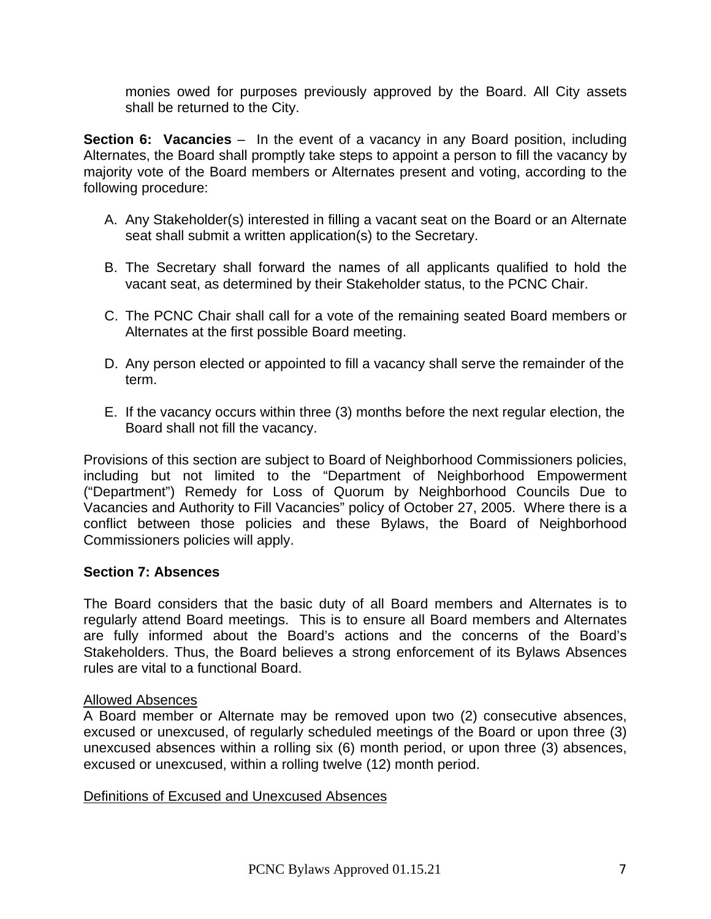monies owed for purposes previously approved by the Board. All City assets shall be returned to the City.

**Section 6: Vacancies** – In the event of a vacancy in any Board position, including Alternates, the Board shall promptly take steps to appoint a person to fill the vacancy by majority vote of the Board members or Alternates present and voting, according to the following procedure:

A. Any Stakeholder(s) interested in filling a vacant seat on the Board or an Alternate seat shall submit a written application(s) to the Secretary.

B. The Secretary shall forward the names of all applicants qualified to hold the vacant seat, as determined by their Stakeholder status, to the PCNC Chair.

C. The PCNC Chair shall call for a vote of the remaining seated Board members or Alternates at the first possible Board meeting.

D. Any person elected or appointed to fill a vacancy shall serve the remainder of the term.

E. If the vacancy occurs within three (3) months before the next regular election, the Board shall not fill the vacancy.

Provisions of this section are subject to Board of Neighborhood Commissioners policies, including but not limited to the "Department of Neighborhood Empowerment ("Department") Remedy for Loss of Quorum by Neighborhood Councils Due to Vacancies and Authority to Fill Vacancies" policy of October 27, 2005. Where there is a conflict between those policies and these Bylaws, the Board of Neighborhood Commissioners policies will apply.

**Section 7: Absences**

The Board considers that the basic duty of all Board members and Alternates is to regularly attend Board meetings. This is to ensure all Board members and Alternates are fully informed about the Board's actions and the concerns of the Board's Stakeholders. Thus, the Board believes a strong enforcement of its Bylaws Absences rules are vital to a functional Board.

<u>Allowed Absences</u>
A Board member or Alternate may be removed upon two (2) consecutive absences, excused or unexcused, of regularly scheduled meetings of the Board or upon three (3) unexcused absences within a rolling six (6) month period, or upon three (3) absences, excused or unexcused, within a rolling twelve (12) month period.

<u>Definitions of Excused and Unexcused Absences</u>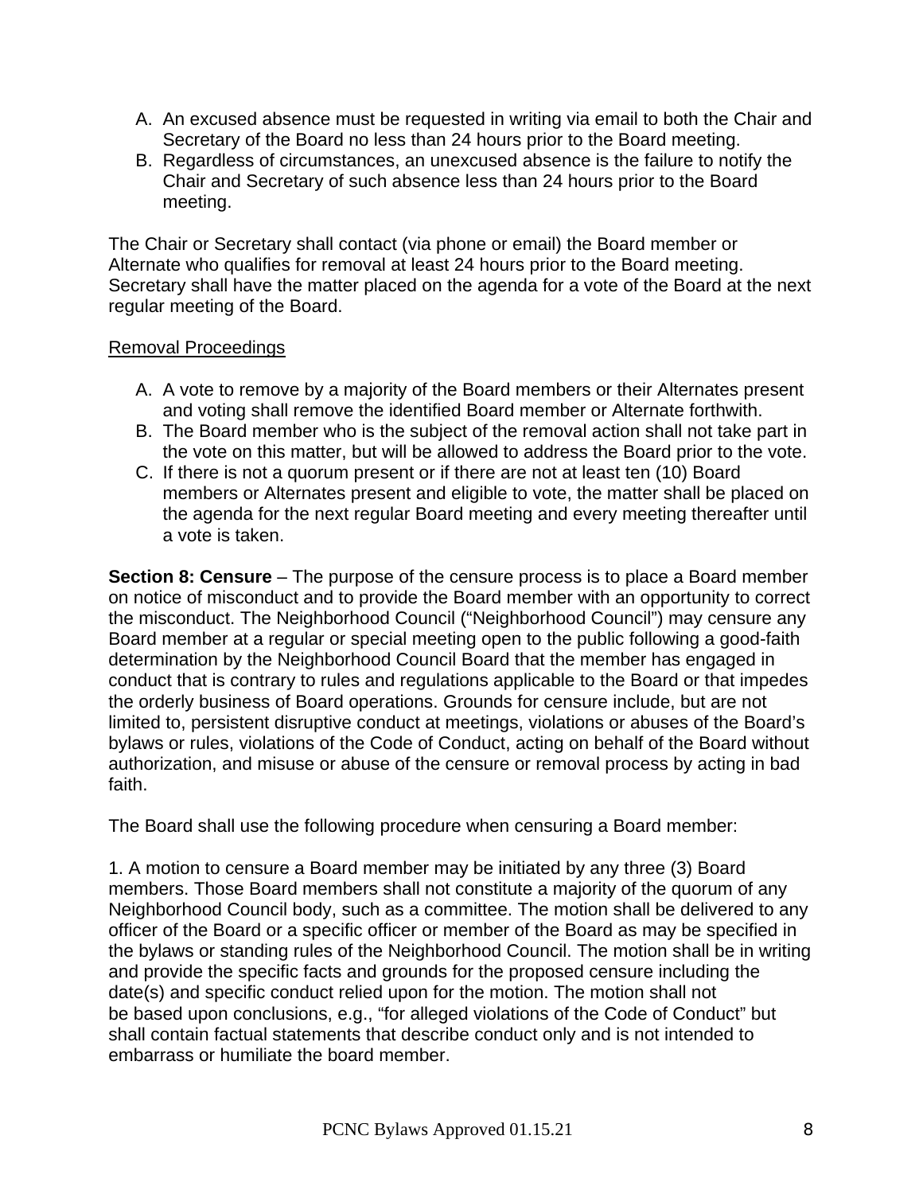A. An excused absence must be requested in writing via email to both the Chair and Secretary of the Board no less than 24 hours prior to the Board meeting.
B. Regardless of circumstances, an unexcused absence is the failure to notify the Chair and Secretary of such absence less than 24 hours prior to the Board meeting.

The Chair or Secretary shall contact (via phone or email) the Board member or Alternate who qualifies for removal at least 24 hours prior to the Board meeting. Secretary shall have the matter placed on the agenda for a vote of the Board at the next regular meeting of the Board.

<u>Removal Proceedings</u>

A. A vote to remove by a majority of the Board members or their Alternates present and voting shall remove the identified Board member or Alternate forthwith.
B. The Board member who is the subject of the removal action shall not take part in the vote on this matter, but will be allowed to address the Board prior to the vote.
C. If there is not a quorum present or if there are not at least ten (10) Board members or Alternates present and eligible to vote, the matter shall be placed on the agenda for the next regular Board meeting and every meeting thereafter until a vote is taken.

**Section 8: Censure** – The purpose of the censure process is to place a Board member on notice of misconduct and to provide the Board member with an opportunity to correct the misconduct. The Neighborhood Council ("Neighborhood Council") may censure any Board member at a regular or special meeting open to the public following a good-faith determination by the Neighborhood Council Board that the member has engaged in conduct that is contrary to rules and regulations applicable to the Board or that impedes the orderly business of Board operations. Grounds for censure include, but are not limited to, persistent disruptive conduct at meetings, violations or abuses of the Board's bylaws or rules, violations of the Code of Conduct, acting on behalf of the Board without authorization, and misuse or abuse of the censure or removal process by acting in bad faith.

The Board shall use the following procedure when censuring a Board member:

1. A motion to censure a Board member may be initiated by any three (3) Board members. Those Board members shall not constitute a majority of the quorum of any Neighborhood Council body, such as a committee. The motion shall be delivered to any officer of the Board or a specific officer or member of the Board as may be specified in the bylaws or standing rules of the Neighborhood Council. The motion shall be in writing and provide the specific facts and grounds for the proposed censure including the date(s) and specific conduct relied upon for the motion. The motion shall not be based upon conclusions, e.g., "for alleged violations of the Code of Conduct" but shall contain factual statements that describe conduct only and is not intended to embarrass or humiliate the board member.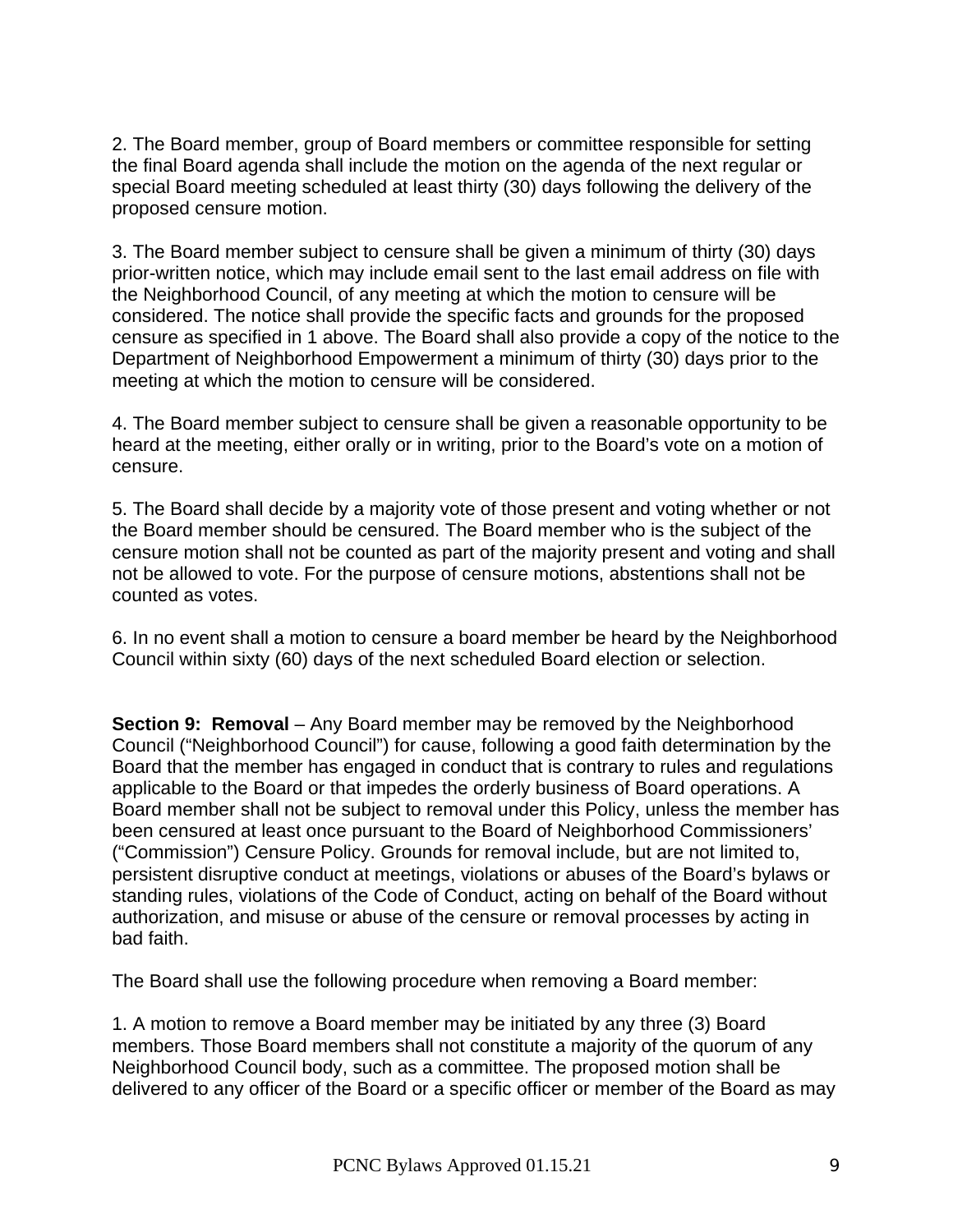2. The Board member, group of Board members or committee responsible for setting the final Board agenda shall include the motion on the agenda of the next regular or special Board meeting scheduled at least thirty (30) days following the delivery of the proposed censure motion.

3. The Board member subject to censure shall be given a minimum of thirty (30) days prior-written notice, which may include email sent to the last email address on file with the Neighborhood Council, of any meeting at which the motion to censure will be considered. The notice shall provide the specific facts and grounds for the proposed censure as specified in 1 above. The Board shall also provide a copy of the notice to the Department of Neighborhood Empowerment a minimum of thirty (30) days prior to the meeting at which the motion to censure will be considered.

4. The Board member subject to censure shall be given a reasonable opportunity to be heard at the meeting, either orally or in writing, prior to the Board's vote on a motion of censure.

5. The Board shall decide by a majority vote of those present and voting whether or not the Board member should be censured. The Board member who is the subject of the censure motion shall not be counted as part of the majority present and voting and shall not be allowed to vote. For the purpose of censure motions, abstentions shall not be counted as votes.

6. In no event shall a motion to censure a board member be heard by the Neighborhood Council within sixty (60) days of the next scheduled Board election or selection.

**Section 9: Removal** – Any Board member may be removed by the Neighborhood Council ("Neighborhood Council") for cause, following a good faith determination by the Board that the member has engaged in conduct that is contrary to rules and regulations applicable to the Board or that impedes the orderly business of Board operations. A Board member shall not be subject to removal under this Policy, unless the member has been censured at least once pursuant to the Board of Neighborhood Commissioners' ("Commission") Censure Policy. Grounds for removal include, but are not limited to, persistent disruptive conduct at meetings, violations or abuses of the Board's bylaws or standing rules, violations of the Code of Conduct, acting on behalf of the Board without authorization, and misuse or abuse of the censure or removal processes by acting in bad faith.

The Board shall use the following procedure when removing a Board member:

1. A motion to remove a Board member may be initiated by any three (3) Board members. Those Board members shall not constitute a majority of the quorum of any Neighborhood Council body, such as a committee. The proposed motion shall be delivered to any officer of the Board or a specific officer or member of the Board as may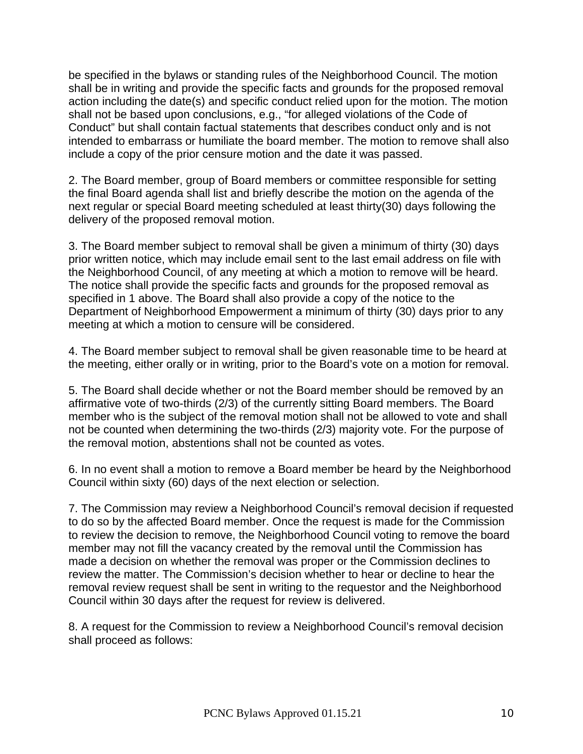be specified in the bylaws or standing rules of the Neighborhood Council. The motion shall be in writing and provide the specific facts and grounds for the proposed removal action including the date(s) and specific conduct relied upon for the motion. The motion shall not be based upon conclusions, e.g., “for alleged violations of the Code of Conduct” but shall contain factual statements that describes conduct only and is not intended to embarrass or humiliate the board member. The motion to remove shall also include a copy of the prior censure motion and the date it was passed.

2. The Board member, group of Board members or committee responsible for setting the final Board agenda shall list and briefly describe the motion on the agenda of the next regular or special Board meeting scheduled at least thirty(30) days following the delivery of the proposed removal motion.

3. The Board member subject to removal shall be given a minimum of thirty (30) days prior written notice, which may include email sent to the last email address on file with the Neighborhood Council, of any meeting at which a motion to remove will be heard. The notice shall provide the specific facts and grounds for the proposed removal as specified in 1 above. The Board shall also provide a copy of the notice to the Department of Neighborhood Empowerment a minimum of thirty (30) days prior to any meeting at which a motion to censure will be considered.

4. The Board member subject to removal shall be given reasonable time to be heard at the meeting, either orally or in writing, prior to the Board’s vote on a motion for removal.

5. The Board shall decide whether or not the Board member should be removed by an affirmative vote of two-thirds (2/3) of the currently sitting Board members. The Board member who is the subject of the removal motion shall not be allowed to vote and shall not be counted when determining the two-thirds (2/3) majority vote. For the purpose of the removal motion, abstentions shall not be counted as votes.

6. In no event shall a motion to remove a Board member be heard by the Neighborhood Council within sixty (60) days of the next election or selection.

7. The Commission may review a Neighborhood Council’s removal decision if requested to do so by the affected Board member. Once the request is made for the Commission to review the decision to remove, the Neighborhood Council voting to remove the board member may not fill the vacancy created by the removal until the Commission has made a decision on whether the removal was proper or the Commission declines to review the matter. The Commission’s decision whether to hear or decline to hear the removal review request shall be sent in writing to the requestor and the Neighborhood Council within 30 days after the request for review is delivered.

8. A request for the Commission to review a Neighborhood Council’s removal decision shall proceed as follows: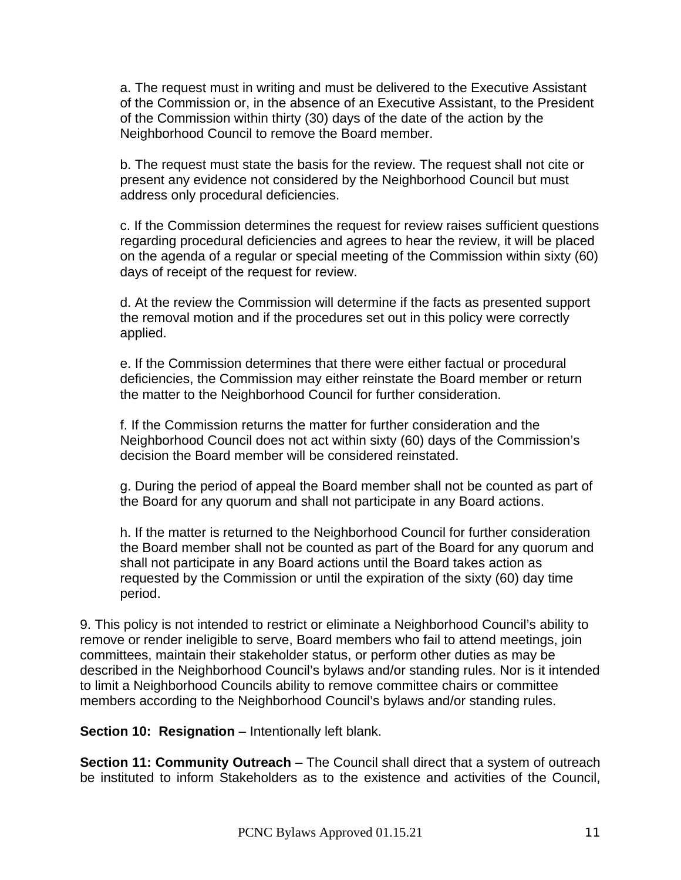a. The request must in writing and must be delivered to the Executive Assistant of the Commission or, in the absence of an Executive Assistant, to the President of the Commission within thirty (30) days of the date of the action by the Neighborhood Council to remove the Board member.

b. The request must state the basis for the review. The request shall not cite or present any evidence not considered by the Neighborhood Council but must address only procedural deficiencies.

c. If the Commission determines the request for review raises sufficient questions regarding procedural deficiencies and agrees to hear the review, it will be placed on the agenda of a regular or special meeting of the Commission within sixty (60) days of receipt of the request for review.

d. At the review the Commission will determine if the facts as presented support the removal motion and if the procedures set out in this policy were correctly applied.

e. If the Commission determines that there were either factual or procedural deficiencies, the Commission may either reinstate the Board member or return the matter to the Neighborhood Council for further consideration.

f. If the Commission returns the matter for further consideration and the Neighborhood Council does not act within sixty (60) days of the Commission's decision the Board member will be considered reinstated.

g. During the period of appeal the Board member shall not be counted as part of the Board for any quorum and shall not participate in any Board actions.

h. If the matter is returned to the Neighborhood Council for further consideration the Board member shall not be counted as part of the Board for any quorum and shall not participate in any Board actions until the Board takes action as requested by the Commission or until the expiration of the sixty (60) day time period.

9. This policy is not intended to restrict or eliminate a Neighborhood Council's ability to remove or render ineligible to serve, Board members who fail to attend meetings, join committees, maintain their stakeholder status, or perform other duties as may be described in the Neighborhood Council's bylaws and/or standing rules. Nor is it intended to limit a Neighborhood Councils ability to remove committee chairs or committee members according to the Neighborhood Council's bylaws and/or standing rules.

**Section 10: Resignation** – Intentionally left blank.

**Section 11: Community Outreach** – The Council shall direct that a system of outreach be instituted to inform Stakeholders as to the existence and activities of the Council,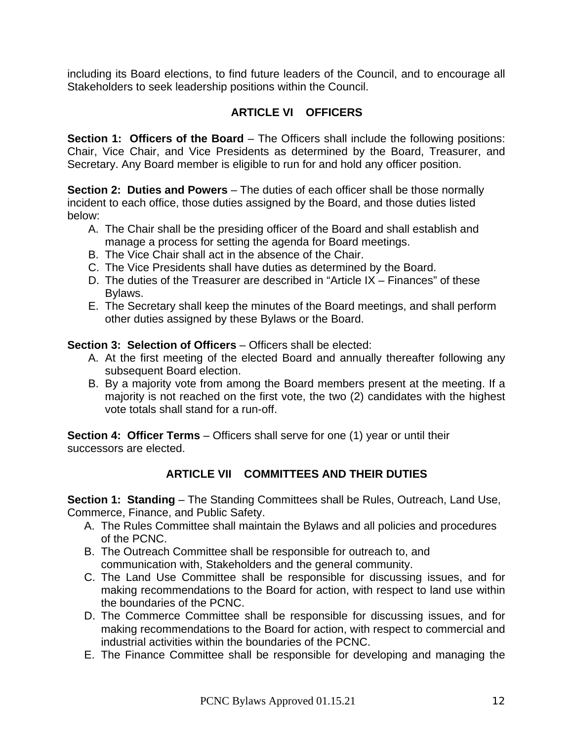including its Board elections, to find future leaders of the Council, and to encourage all Stakeholders to seek leadership positions within the Council.

## ARTICLE VI OFFICERS

**Section 1: Officers of the Board** – The Officers shall include the following positions: Chair, Vice Chair, and Vice Presidents as determined by the Board, Treasurer, and Secretary. Any Board member is eligible to run for and hold any officer position.

**Section 2: Duties and Powers** – The duties of each officer shall be those normally incident to each office, those duties assigned by the Board, and those duties listed below:

A. The Chair shall be the presiding officer of the Board and shall establish and manage a process for setting the agenda for Board meetings.
B. The Vice Chair shall act in the absence of the Chair.
C. The Vice Presidents shall have duties as determined by the Board.
D. The duties of the Treasurer are described in "Article IX – Finances" of these Bylaws.
E. The Secretary shall keep the minutes of the Board meetings, and shall perform other duties assigned by these Bylaws or the Board.

**Section 3: Selection of Officers** – Officers shall be elected:

A. At the first meeting of the elected Board and annually thereafter following any subsequent Board election.
B. By a majority vote from among the Board members present at the meeting. If a majority is not reached on the first vote, the two (2) candidates with the highest vote totals shall stand for a run-off.

**Section 4: Officer Terms** – Officers shall serve for one (1) year or until their successors are elected.

## ARTICLE VII COMMITTEES AND THEIR DUTIES

**Section 1: Standing** – The Standing Committees shall be Rules, Outreach, Land Use, Commerce, Finance, and Public Safety.

A. The Rules Committee shall maintain the Bylaws and all policies and procedures of the PCNC.
B. The Outreach Committee shall be responsible for outreach to, and communication with, Stakeholders and the general community.
C. The Land Use Committee shall be responsible for discussing issues, and for making recommendations to the Board for action, with respect to land use within the boundaries of the PCNC.
D. The Commerce Committee shall be responsible for discussing issues, and for making recommendations to the Board for action, with respect to commercial and industrial activities within the boundaries of the PCNC.
E. The Finance Committee shall be responsible for developing and managing the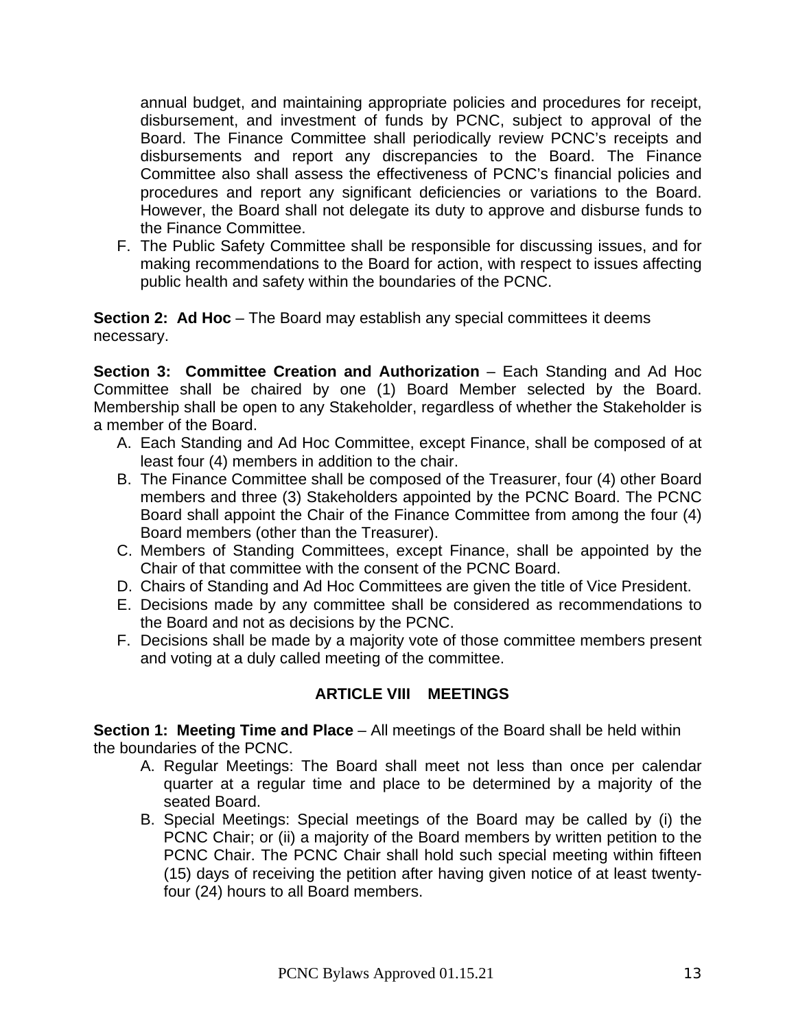annual budget, and maintaining appropriate policies and procedures for receipt, disbursement, and investment of funds by PCNC, subject to approval of the Board. The Finance Committee shall periodically review PCNC's receipts and disbursements and report any discrepancies to the Board. The Finance Committee also shall assess the effectiveness of PCNC's financial policies and procedures and report any significant deficiencies or variations to the Board. However, the Board shall not delegate its duty to approve and disburse funds to the Finance Committee.

F. The Public Safety Committee shall be responsible for discussing issues, and for making recommendations to the Board for action, with respect to issues affecting public health and safety within the boundaries of the PCNC.

**Section 2: Ad Hoc** – The Board may establish any special committees it deems necessary.

**Section 3: Committee Creation and Authorization** – Each Standing and Ad Hoc Committee shall be chaired by one (1) Board Member selected by the Board. Membership shall be open to any Stakeholder, regardless of whether the Stakeholder is a member of the Board.

A. Each Standing and Ad Hoc Committee, except Finance, shall be composed of at least four (4) members in addition to the chair.
B. The Finance Committee shall be composed of the Treasurer, four (4) other Board members and three (3) Stakeholders appointed by the PCNC Board. The PCNC Board shall appoint the Chair of the Finance Committee from among the four (4) Board members (other than the Treasurer).
C. Members of Standing Committees, except Finance, shall be appointed by the Chair of that committee with the consent of the PCNC Board.
D. Chairs of Standing and Ad Hoc Committees are given the title of Vice President.
E. Decisions made by any committee shall be considered as recommendations to the Board and not as decisions by the PCNC.
F. Decisions shall be made by a majority vote of those committee members present and voting at a duly called meeting of the committee.

## ARTICLE VIII MEETINGS

**Section 1: Meeting Time and Place** – All meetings of the Board shall be held within the boundaries of the PCNC.

A. Regular Meetings: The Board shall meet not less than once per calendar quarter at a regular time and place to be determined by a majority of the seated Board.
B. Special Meetings: Special meetings of the Board may be called by (i) the PCNC Chair; or (ii) a majority of the Board members by written petition to the PCNC Chair. The PCNC Chair shall hold such special meeting within fifteen (15) days of receiving the petition after having given notice of at least twenty-four (24) hours to all Board members.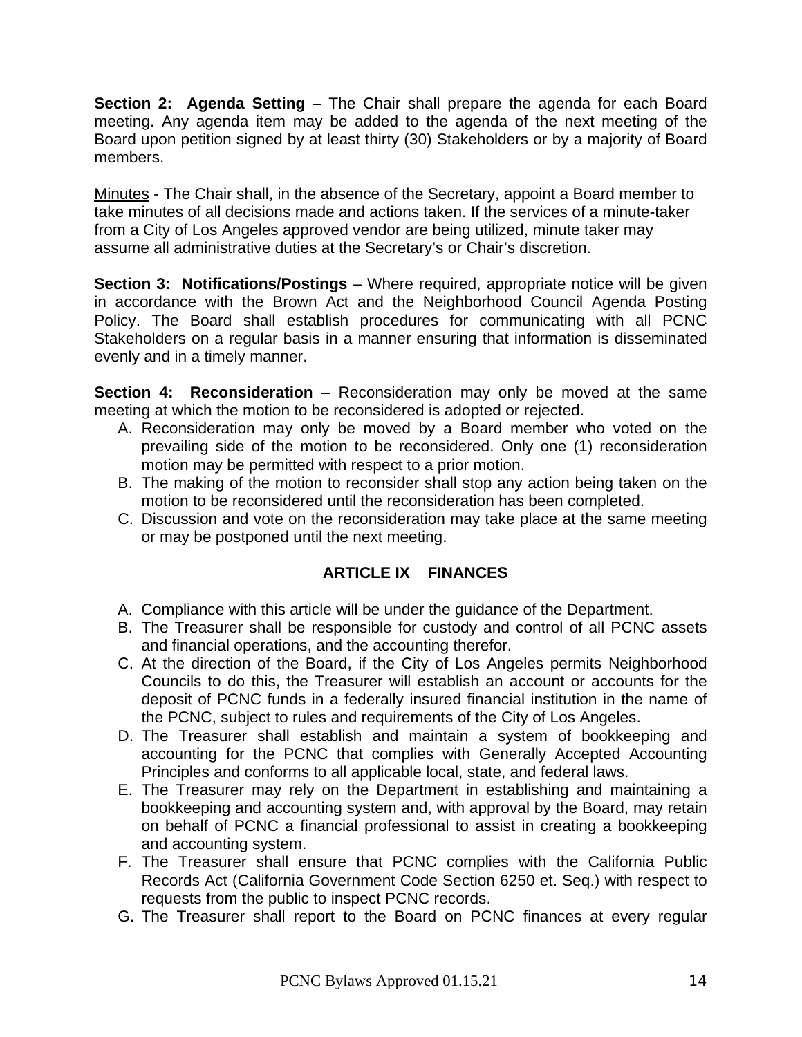**Section 2: Agenda Setting** – The Chair shall prepare the agenda for each Board meeting. Any agenda item may be added to the agenda of the next meeting of the Board upon petition signed by at least thirty (30) Stakeholders or by a majority of Board members.

<u>Minutes</u> - The Chair shall, in the absence of the Secretary, appoint a Board member to take minutes of all decisions made and actions taken. If the services of a minute-taker from a City of Los Angeles approved vendor are being utilized, minute taker may assume all administrative duties at the Secretary's or Chair's discretion.

**Section 3: Notifications/Postings** – Where required, appropriate notice will be given in accordance with the Brown Act and the Neighborhood Council Agenda Posting Policy. The Board shall establish procedures for communicating with all PCNC Stakeholders on a regular basis in a manner ensuring that information is disseminated evenly and in a timely manner.

**Section 4: Reconsideration** – Reconsideration may only be moved at the same meeting at which the motion to be reconsidered is adopted or rejected.

A. Reconsideration may only be moved by a Board member who voted on the prevailing side of the motion to be reconsidered. Only one (1) reconsideration motion may be permitted with respect to a prior motion.
B. The making of the motion to reconsider shall stop any action being taken on the motion to be reconsidered until the reconsideration has been completed.
C. Discussion and vote on the reconsideration may take place at the same meeting or may be postponed until the next meeting.

## ARTICLE IX FINANCES

A. Compliance with this article will be under the guidance of the Department.
B. The Treasurer shall be responsible for custody and control of all PCNC assets and financial operations, and the accounting therefor.
C. At the direction of the Board, if the City of Los Angeles permits Neighborhood Councils to do this, the Treasurer will establish an account or accounts for the deposit of PCNC funds in a federally insured financial institution in the name of the PCNC, subject to rules and requirements of the City of Los Angeles.
D. The Treasurer shall establish and maintain a system of bookkeeping and accounting for the PCNC that complies with Generally Accepted Accounting Principles and conforms to all applicable local, state, and federal laws.
E. The Treasurer may rely on the Department in establishing and maintaining a bookkeeping and accounting system and, with approval by the Board, may retain on behalf of PCNC a financial professional to assist in creating a bookkeeping and accounting system.
F. The Treasurer shall ensure that PCNC complies with the California Public Records Act (California Government Code Section 6250 et. Seq.) with respect to requests from the public to inspect PCNC records.
G. The Treasurer shall report to the Board on PCNC finances at every regular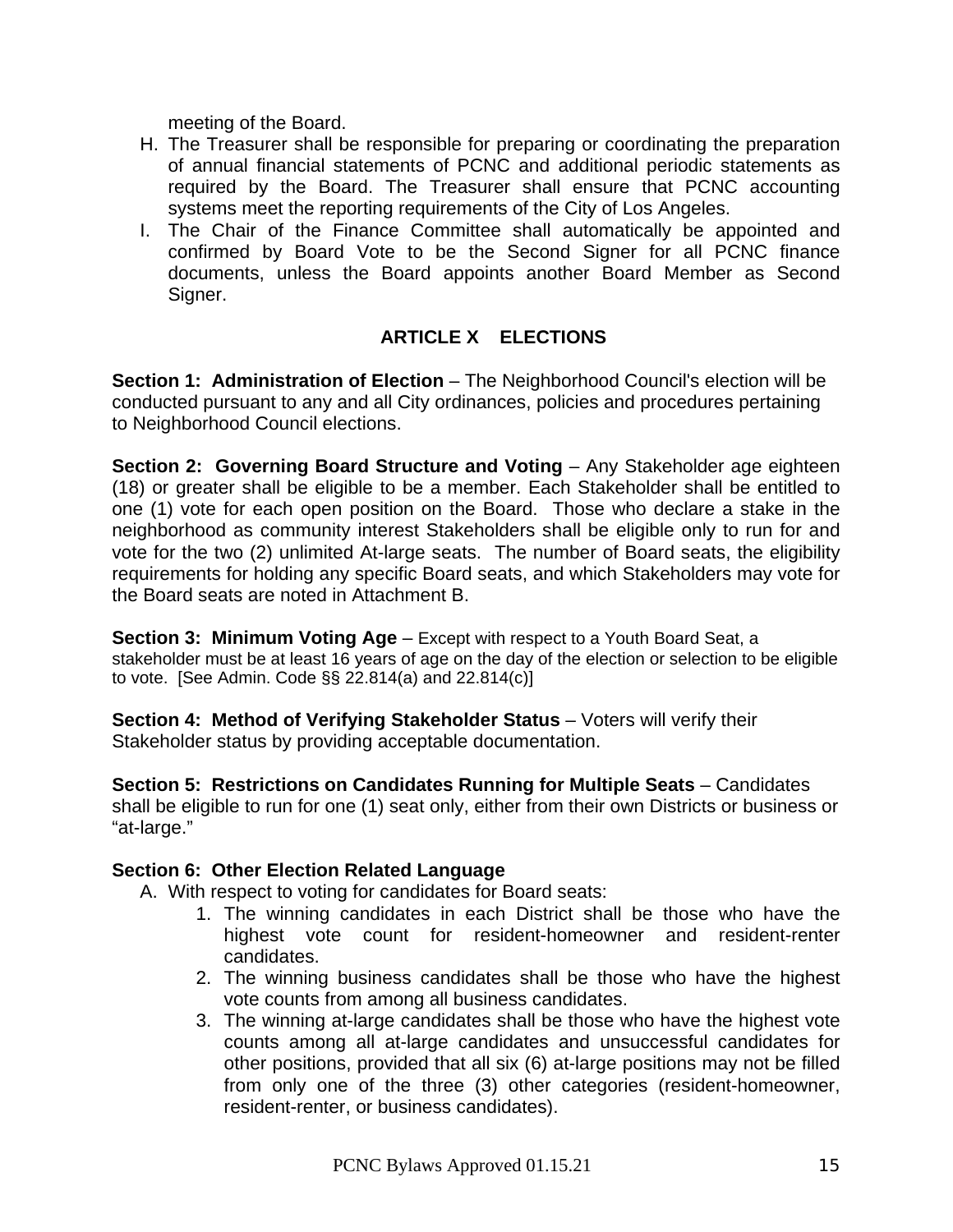meeting of the Board.

H. The Treasurer shall be responsible for preparing or coordinating the preparation of annual financial statements of PCNC and additional periodic statements as required by the Board. The Treasurer shall ensure that PCNC accounting systems meet the reporting requirements of the City of Los Angeles.
I. The Chair of the Finance Committee shall automatically be appointed and confirmed by Board Vote to be the Second Signer for all PCNC finance documents, unless the Board appoints another Board Member as Second Signer.

## ARTICLE X ELECTIONS

**Section 1: Administration of Election** – The Neighborhood Council's election will be conducted pursuant to any and all City ordinances, policies and procedures pertaining to Neighborhood Council elections.

**Section 2: Governing Board Structure and Voting** – Any Stakeholder age eighteen (18) or greater shall be eligible to be a member. Each Stakeholder shall be entitled to one (1) vote for each open position on the Board. Those who declare a stake in the neighborhood as community interest Stakeholders shall be eligible only to run for and vote for the two (2) unlimited At-large seats. The number of Board seats, the eligibility requirements for holding any specific Board seats, and which Stakeholders may vote for the Board seats are noted in Attachment B.

**Section 3: Minimum Voting Age** – Except with respect to a Youth Board Seat, a stakeholder must be at least 16 years of age on the day of the election or selection to be eligible to vote. [See Admin. Code §§ 22.814(a) and 22.814(c)]

**Section 4: Method of Verifying Stakeholder Status** – Voters will verify their Stakeholder status by providing acceptable documentation.

**Section 5: Restrictions on Candidates Running for Multiple Seats** – Candidates shall be eligible to run for one (1) seat only, either from their own Districts or business or "at-large."

**Section 6: Other Election Related Language**

A. With respect to voting for candidates for Board seats:
   1. The winning candidates in each District shall be those who have the highest vote count for resident-homeowner and resident-renter candidates.
   2. The winning business candidates shall be those who have the highest vote counts from among all business candidates.
   3. The winning at-large candidates shall be those who have the highest vote counts among all at-large candidates and unsuccessful candidates for other positions, provided that all six (6) at-large positions may not be filled from only one of the three (3) other categories (resident-homeowner, resident-renter, or business candidates).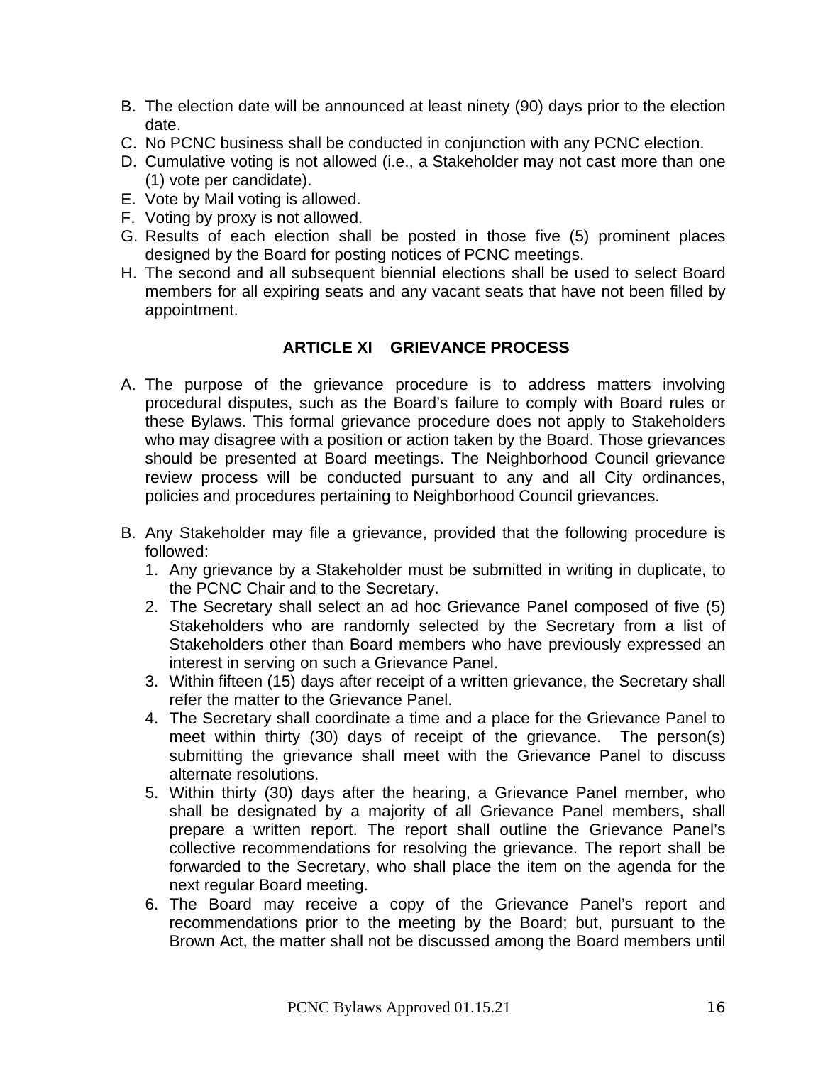B. The election date will be announced at least ninety (90) days prior to the election date.
C. No PCNC business shall be conducted in conjunction with any PCNC election.
D. Cumulative voting is not allowed (i.e., a Stakeholder may not cast more than one (1) vote per candidate).
E. Vote by Mail voting is allowed.
F. Voting by proxy is not allowed.
G. Results of each election shall be posted in those five (5) prominent places designed by the Board for posting notices of PCNC meetings.
H. The second and all subsequent biennial elections shall be used to select Board members for all expiring seats and any vacant seats that have not been filled by appointment.

## ARTICLE XI GRIEVANCE PROCESS

A. The purpose of the grievance procedure is to address matters involving procedural disputes, such as the Board's failure to comply with Board rules or these Bylaws. This formal grievance procedure does not apply to Stakeholders who may disagree with a position or action taken by the Board. Those grievances should be presented at Board meetings. The Neighborhood Council grievance review process will be conducted pursuant to any and all City ordinances, policies and procedures pertaining to Neighborhood Council grievances.

B. Any Stakeholder may file a grievance, provided that the following procedure is followed:
   1. Any grievance by a Stakeholder must be submitted in writing in duplicate, to the PCNC Chair and to the Secretary.
   2. The Secretary shall select an ad hoc Grievance Panel composed of five (5) Stakeholders who are randomly selected by the Secretary from a list of Stakeholders other than Board members who have previously expressed an interest in serving on such a Grievance Panel.
   3. Within fifteen (15) days after receipt of a written grievance, the Secretary shall refer the matter to the Grievance Panel.
   4. The Secretary shall coordinate a time and a place for the Grievance Panel to meet within thirty (30) days of receipt of the grievance. The person(s) submitting the grievance shall meet with the Grievance Panel to discuss alternate resolutions.
   5. Within thirty (30) days after the hearing, a Grievance Panel member, who shall be designated by a majority of all Grievance Panel members, shall prepare a written report. The report shall outline the Grievance Panel's collective recommendations for resolving the grievance. The report shall be forwarded to the Secretary, who shall place the item on the agenda for the next regular Board meeting.
   6. The Board may receive a copy of the Grievance Panel's report and recommendations prior to the meeting by the Board; but, pursuant to the Brown Act, the matter shall not be discussed among the Board members until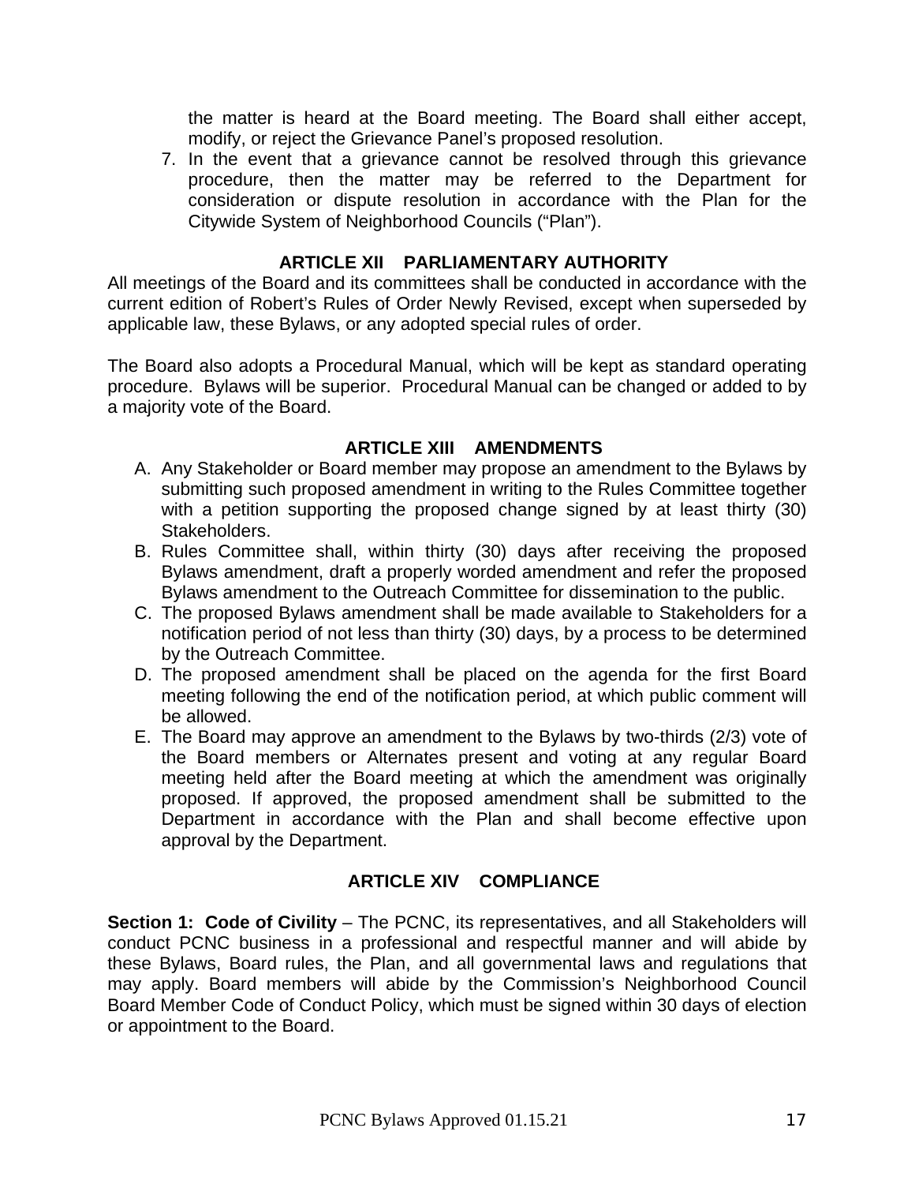the matter is heard at the Board meeting. The Board shall either accept, modify, or reject the Grievance Panel's proposed resolution.

7. In the event that a grievance cannot be resolved through this grievance procedure, then the matter may be referred to the Department for consideration or dispute resolution in accordance with the Plan for the Citywide System of Neighborhood Councils ("Plan").

## ARTICLE XII PARLIAMENTARY AUTHORITY

All meetings of the Board and its committees shall be conducted in accordance with the current edition of Robert's Rules of Order Newly Revised, except when superseded by applicable law, these Bylaws, or any adopted special rules of order.

The Board also adopts a Procedural Manual, which will be kept as standard operating procedure. Bylaws will be superior. Procedural Manual can be changed or added to by a majority vote of the Board.

## ARTICLE XIII AMENDMENTS

A. Any Stakeholder or Board member may propose an amendment to the Bylaws by submitting such proposed amendment in writing to the Rules Committee together with a petition supporting the proposed change signed by at least thirty (30) Stakeholders.

B. Rules Committee shall, within thirty (30) days after receiving the proposed Bylaws amendment, draft a properly worded amendment and refer the proposed Bylaws amendment to the Outreach Committee for dissemination to the public.

C. The proposed Bylaws amendment shall be made available to Stakeholders for a notification period of not less than thirty (30) days, by a process to be determined by the Outreach Committee.

D. The proposed amendment shall be placed on the agenda for the first Board meeting following the end of the notification period, at which public comment will be allowed.

E. The Board may approve an amendment to the Bylaws by two-thirds (2/3) vote of the Board members or Alternates present and voting at any regular Board meeting held after the Board meeting at which the amendment was originally proposed. If approved, the proposed amendment shall be submitted to the Department in accordance with the Plan and shall become effective upon approval by the Department.

## ARTICLE XIV COMPLIANCE

**Section 1: Code of Civility** – The PCNC, its representatives, and all Stakeholders will conduct PCNC business in a professional and respectful manner and will abide by these Bylaws, Board rules, the Plan, and all governmental laws and regulations that may apply. Board members will abide by the Commission's Neighborhood Council Board Member Code of Conduct Policy, which must be signed within 30 days of election or appointment to the Board.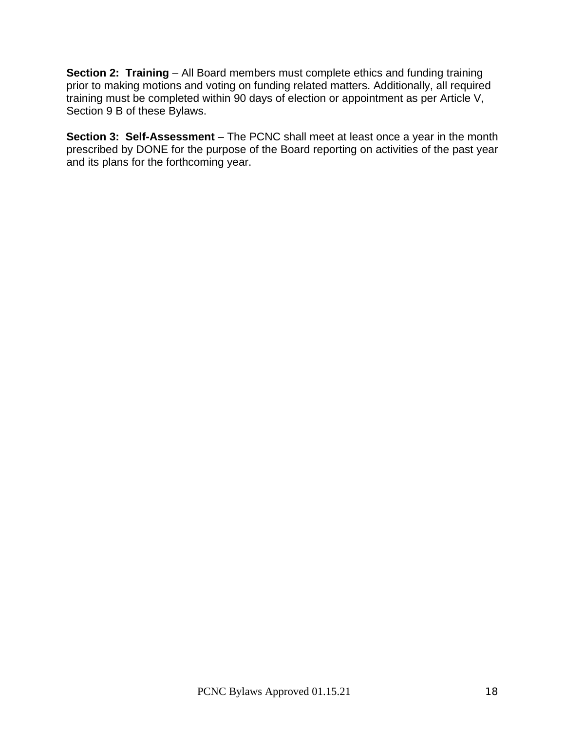**Section 2: Training** – All Board members must complete ethics and funding training prior to making motions and voting on funding related matters. Additionally, all required training must be completed within 90 days of election or appointment as per Article V, Section 9 B of these Bylaws.

**Section 3: Self-Assessment** – The PCNC shall meet at least once a year in the month prescribed by DONE for the purpose of the Board reporting on activities of the past year and its plans for the forthcoming year.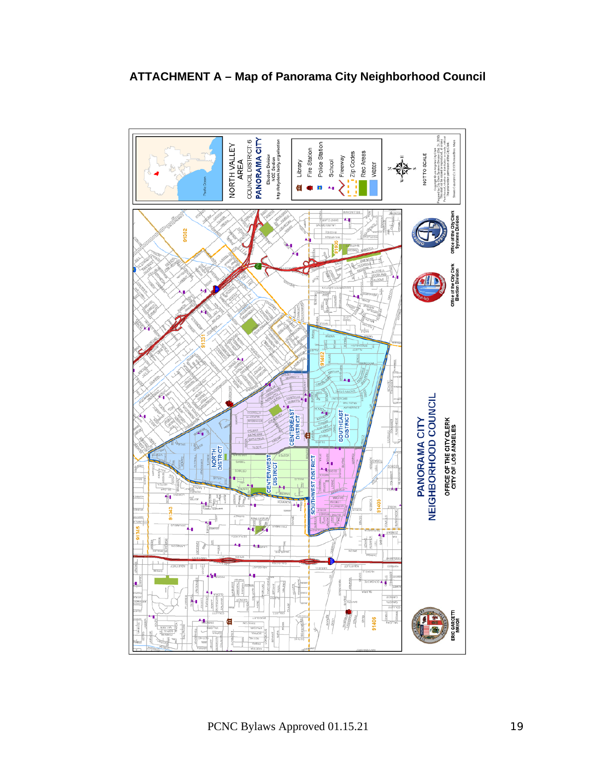## ATTACHMENT A – Map of Panorama City Neighborhood Council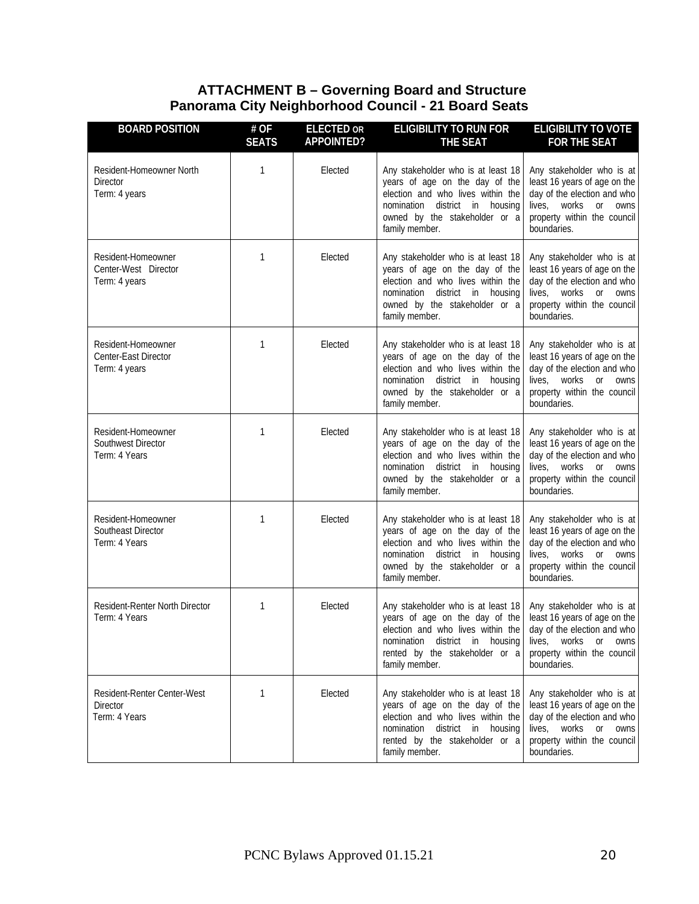## ATTACHMENT B – Governing Board and Structure
## Panorama City Neighborhood Council - 21 Board Seats

| BOARD POSITION | # OF SEATS | ELECTED OR APPOINTED? | ELIGIBILITY TO RUN FOR THE SEAT | ELIGIBILITY TO VOTE FOR THE SEAT |
|---|---|---|---|---|
| Resident-Homeowner North Director<br>Term: 4 years | 1 | Elected | Any stakeholder who is at least 18 years of age on the day of the election and who lives within the nomination district in housing owned by the stakeholder or a family member. | Any stakeholder who is at least 16 years of age on the day of the election and who lives, works or owns property within the council boundaries. |
| Resident-Homeowner Center-West Director<br>Term: 4 years | 1 | Elected | Any stakeholder who is at least 18 years of age on the day of the election and who lives within the nomination district in housing owned by the stakeholder or a family member. | Any stakeholder who is at least 16 years of age on the day of the election and who lives, works or owns property within the council boundaries. |
| Resident-Homeowner Center-East Director<br>Term: 4 years | 1 | Elected | Any stakeholder who is at least 18 years of age on the day of the election and who lives within the nomination district in housing owned by the stakeholder or a family member. | Any stakeholder who is at least 16 years of age on the day of the election and who lives, works or owns property within the council boundaries. |
| Resident-Homeowner Southwest Director<br>Term: 4 Years | 1 | Elected | Any stakeholder who is at least 18 years of age on the day of the election and who lives within the nomination district in housing owned by the stakeholder or a family member. | Any stakeholder who is at least 16 years of age on the day of the election and who lives, works or owns property within the council boundaries. |
| Resident-Homeowner Southeast Director<br>Term: 4 Years | 1 | Elected | Any stakeholder who is at least 18 years of age on the day of the election and who lives within the nomination district in housing owned by the stakeholder or a family member. | Any stakeholder who is at least 16 years of age on the day of the election and who lives, works or owns property within the council boundaries. |
| Resident-Renter North Director<br>Term: 4 Years | 1 | Elected | Any stakeholder who is at least 18 years of age on the day of the election and who lives within the nomination district in housing rented by the stakeholder or a family member. | Any stakeholder who is at least 16 years of age on the day of the election and who lives, works or owns property within the council boundaries. |
| Resident-Renter Center-West Director<br>Term: 4 Years | 1 | Elected | Any stakeholder who is at least 18 years of age on the day of the election and who lives within the nomination district in housing rented by the stakeholder or a family member. | Any stakeholder who is at least 16 years of age on the day of the election and who lives, works or owns property within the council boundaries. |

PCNC Bylaws Approved 01.15.21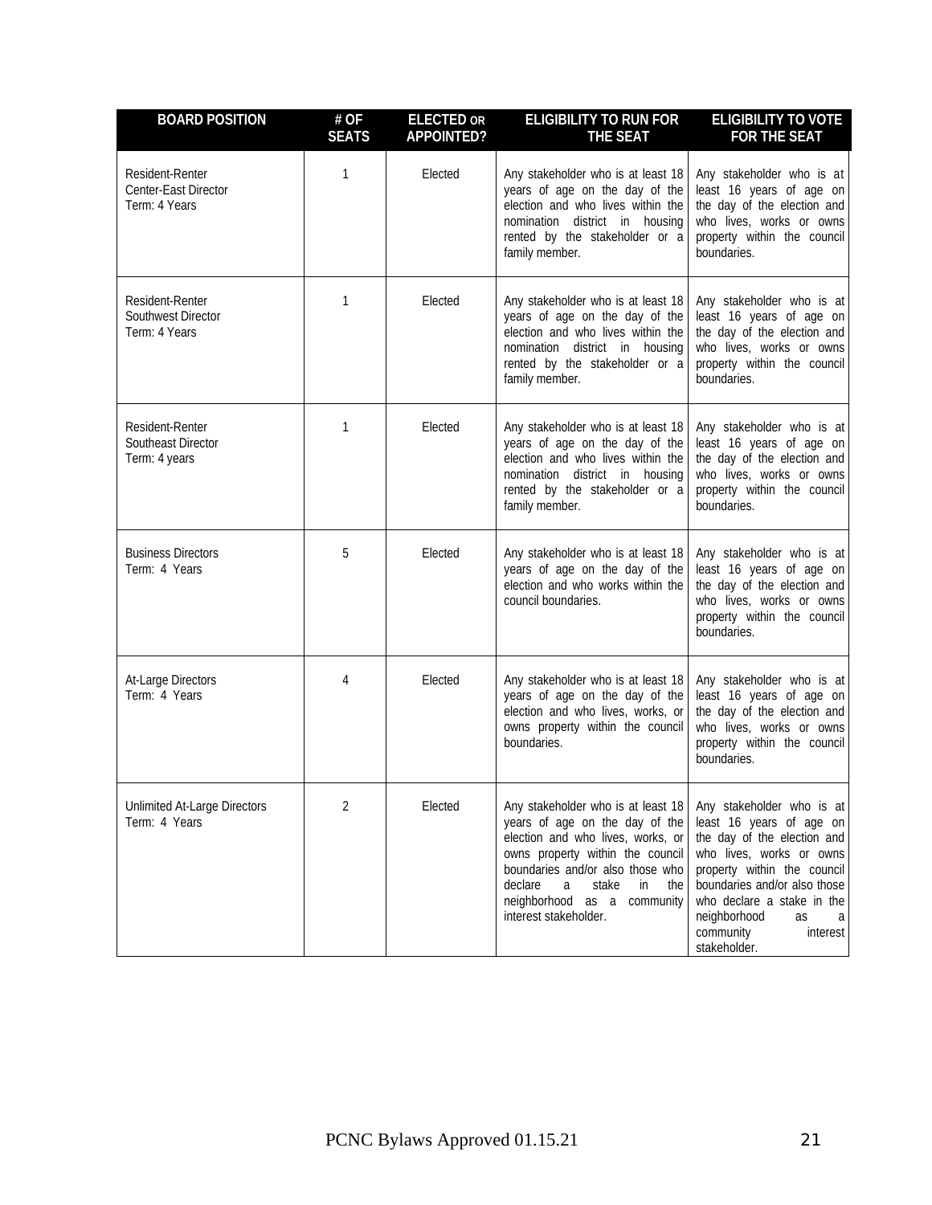| BOARD POSITION | # OF SEATS | ELECTED OR APPOINTED? | ELIGIBILITY TO RUN FOR THE SEAT | ELIGIBILITY TO VOTE FOR THE SEAT |
|---|---|---|---|---|
| Resident-Renter Center-East Director Term: 4 Years | 1 | Elected | Any stakeholder who is at least 18 years of age on the day of the election and who lives within the nomination district in housing rented by the stakeholder or a family member. | Any stakeholder who is at least 16 years of age on the day of the election and who lives, works or owns property within the council boundaries. |
| Resident-Renter Southwest Director Term: 4 Years | 1 | Elected | Any stakeholder who is at least 18 years of age on the day of the election and who lives within the nomination district in housing rented by the stakeholder or a family member. | Any stakeholder who is at least 16 years of age on the day of the election and who lives, works or owns property within the council boundaries. |
| Resident-Renter Southeast Director Term: 4 years | 1 | Elected | Any stakeholder who is at least 18 years of age on the day of the election and who lives within the nomination district in housing rented by the stakeholder or a family member. | Any stakeholder who is at least 16 years of age on the day of the election and who lives, works or owns property within the council boundaries. |
| Business Directors Term: 4 Years | 5 | Elected | Any stakeholder who is at least 18 years of age on the day of the election and who works within the council boundaries. | Any stakeholder who is at least 16 years of age on the day of the election and who lives, works or owns property within the council boundaries. |
| At-Large Directors Term: 4 Years | 4 | Elected | Any stakeholder who is at least 18 years of age on the day of the election and who lives, works, or owns property within the council boundaries. | Any stakeholder who is at least 16 years of age on the day of the election and who lives, works or owns property within the council boundaries. |
| Unlimited At-Large Directors Term: 4 Years | 2 | Elected | Any stakeholder who is at least 18 years of age on the day of the election and who lives, works, or owns property within the council boundaries and/or also those who declare a stake in the neighborhood as a community interest stakeholder. | Any stakeholder who is at least 16 years of age on the day of the election and who lives, works or owns property within the council boundaries and/or also those who declare a stake in the neighborhood as a community interest stakeholder. |